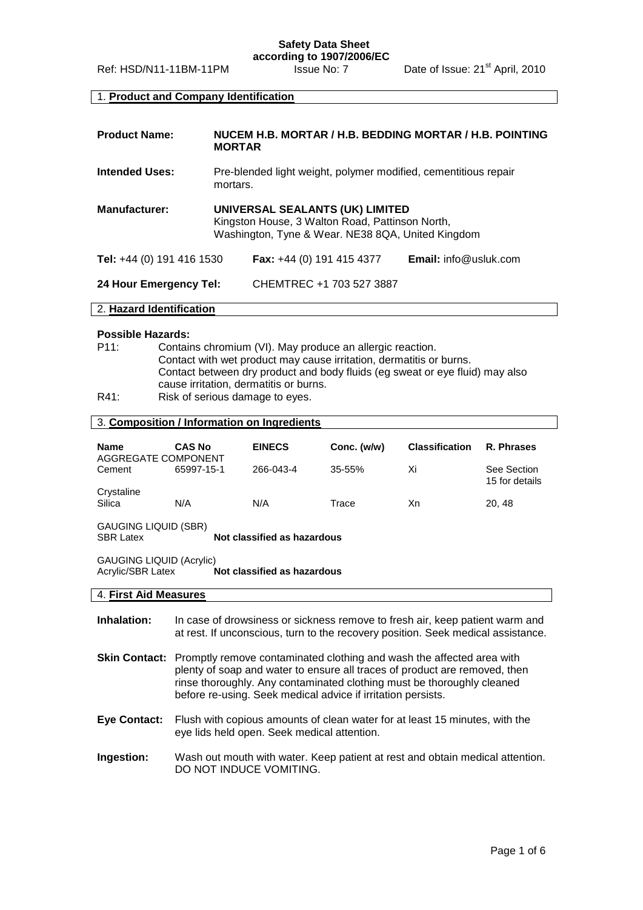**Safety Data Sheet**
**according to 1907/2006/EC**

Ref: HSD/N11-11BM-11PM    Issue No: 7    Date of Issue: 21st April, 2010

## 1. Product and Company Identification

**Product Name:** **NUCEM H.B. MORTAR / H.B. BEDDING MORTAR / H.B. POINTING MORTAR**

**Intended Uses:** Pre-blended light weight, polymer modified, cementitious repair mortars.

**Manufacturer:** **UNIVERSAL SEALANTS (UK) LIMITED**
Kingston House, 3 Walton Road, Pattinson North,
Washington, Tyne & Wear. NE38 8QA, United Kingdom

**Tel:** +44 (0) 191 416 1530    **Fax:** +44 (0) 191 415 4377    **Email:** info@usluk.com

**24 Hour Emergency Tel:** CHEMTREC +1 703 527 3887

## 2. Hazard Identification

**Possible Hazards:**

P11: Contains chromium (VI). May produce an allergic reaction.
Contact with wet product may cause irritation, dermatitis or burns.
Contact between dry product and body fluids (eg sweat or eye fluid) may also cause irritation, dermatitis or burns.

R41: Risk of serious damage to eyes.

## 3. Composition / Information on Ingredients

| Name | CAS No | EINECS | Conc. (w/w) | Classification | R. Phrases |
|---|---|---|---|---|---|
| AGGREGATE COMPONENT | | | | | |
| Cement | 65997-15-1 | 266-043-4 | 35-55% | Xi | See Section 15 for details |
| Crystaline Silica | N/A | N/A | Trace | Xn | 20, 48 |

GAUGING LIQUID (SBR)
SBR Latex    **Not classified as hazardous**

GAUGING LIQUID (Acrylic)
Acrylic/SBR Latex    **Not classified as hazardous**

## 4. First Aid Measures

**Inhalation:** In case of drowsiness or sickness remove to fresh air, keep patient warm and at rest. If unconscious, turn to the recovery position. Seek medical assistance.

**Skin Contact:** Promptly remove contaminated clothing and wash the affected area with plenty of soap and water to ensure all traces of product are removed, then rinse thoroughly. Any contaminated clothing must be thoroughly cleaned before re-using. Seek medical advice if irritation persists.

**Eye Contact:** Flush with copious amounts of clean water for at least 15 minutes, with the eye lids held open. Seek medical attention.

**Ingestion:** Wash out mouth with water. Keep patient at rest and obtain medical attention. DO NOT INDUCE VOMITING.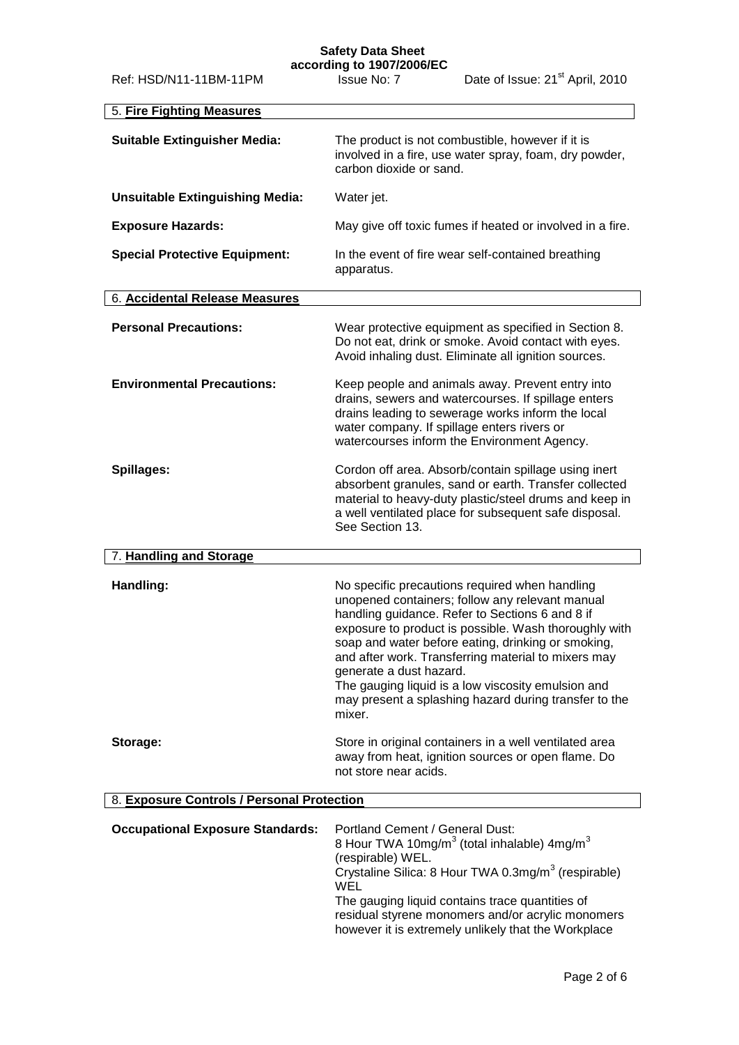## 5. Fire Fighting Measures

| | |
|---|---|
| **Suitable Extinguisher Media:** | The product is not combustible, however if it is involved in a fire, use water spray, foam, dry powder, carbon dioxide or sand. |
| **Unsuitable Extinguishing Media:** | Water jet. |
| **Exposure Hazards:** | May give off toxic fumes if heated or involved in a fire. |
| **Special Protective Equipment:** | In the event of fire wear self-contained breathing apparatus. |

## 6. Accidental Release Measures

| | |
|---|---|
| **Personal Precautions:** | Wear protective equipment as specified in Section 8. Do not eat, drink or smoke. Avoid contact with eyes. Avoid inhaling dust. Eliminate all ignition sources. |
| **Environmental Precautions:** | Keep people and animals away. Prevent entry into drains, sewers and watercourses. If spillage enters drains leading to sewerage works inform the local water company. If spillage enters rivers or watercourses inform the Environment Agency. |
| **Spillages:** | Cordon off area. Absorb/contain spillage using inert absorbent granules, sand or earth. Transfer collected material to heavy-duty plastic/steel drums and keep in a well ventilated place for subsequent safe disposal. See Section 13. |

## 7. Handling and Storage

| | |
|---|---|
| **Handling:** | No specific precautions required when handling unopened containers; follow any relevant manual handling guidance. Refer to Sections 6 and 8 if exposure to product is possible. Wash thoroughly with soap and water before eating, drinking or smoking, and after work. Transferring material to mixers may generate a dust hazard.<br>The gauging liquid is a low viscosity emulsion and may present a splashing hazard during transfer to the mixer. |
| **Storage:** | Store in original containers in a well ventilated area away from heat, ignition sources or open flame. Do not store near acids. |

## 8. Exposure Controls / Personal Protection

| | |
|---|---|
| **Occupational Exposure Standards:** | Portland Cement / General Dust:<br>8 Hour TWA 10mg/m$^3$ (total inhalable) 4mg/m$^3$ (respirable) WEL.<br>Crystaline Silica: 8 Hour TWA 0.3mg/m$^3$ (respirable) WEL<br>The gauging liquid contains trace quantities of residual styrene monomers and/or acrylic monomers however it is extremely unlikely that the Workplace |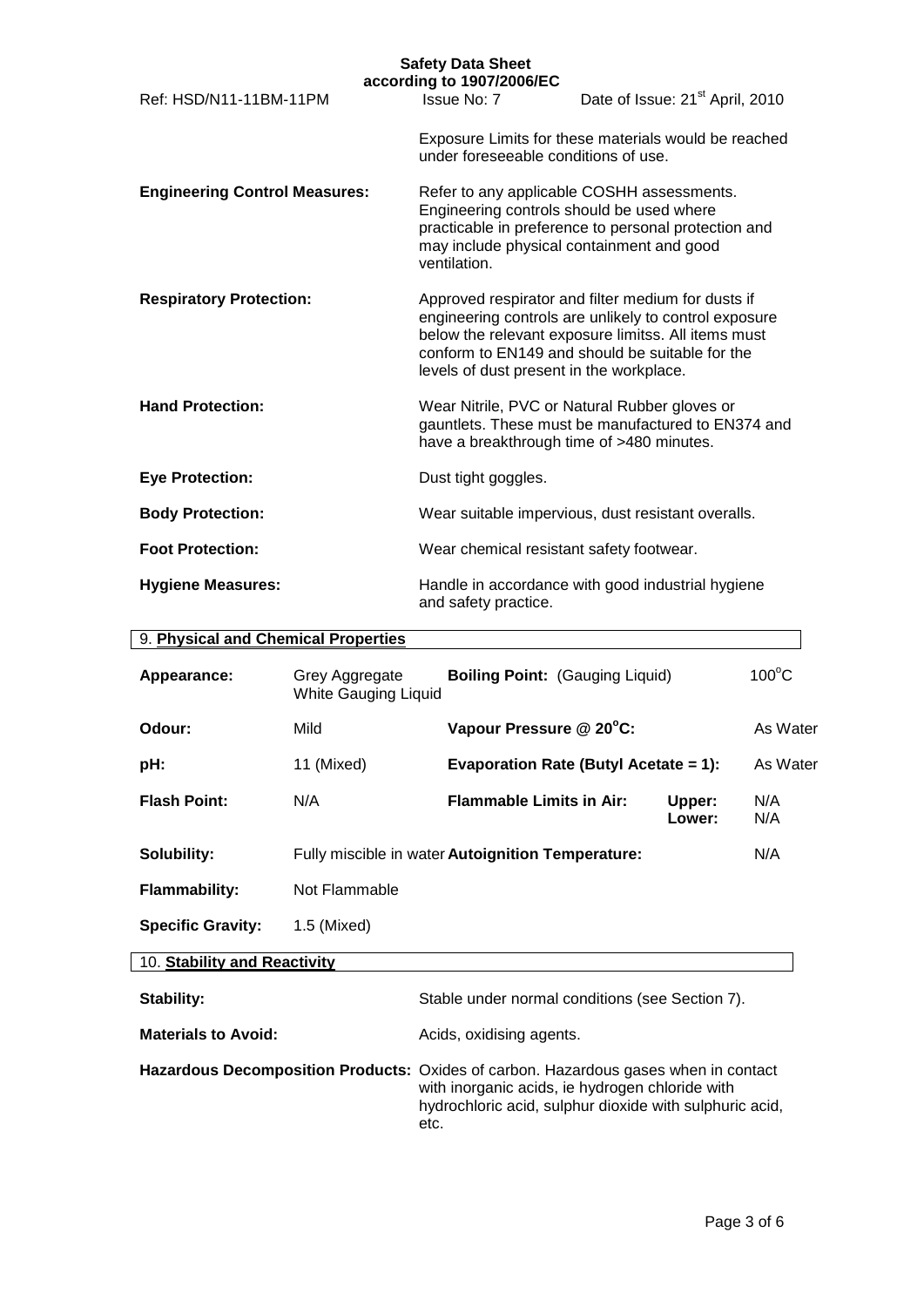Exposure Limits for these materials would be reached under foreseeable conditions of use.

**Engineering Control Measures:** Refer to any applicable COSHH assessments. Engineering controls should be used where practicable in preference to personal protection and may include physical containment and good ventilation.

**Respiratory Protection:** Approved respirator and filter medium for dusts if engineering controls are unlikely to control exposure below the relevant exposure limitss. All items must conform to EN149 and should be suitable for the levels of dust present in the workplace.

**Hand Protection:** Wear Nitrile, PVC or Natural Rubber gloves or gauntlets. These must be manufactured to EN374 and have a breakthrough time of >480 minutes.

**Eye Protection:** Dust tight goggles.

**Body Protection:** Wear suitable impervious, dust resistant overalls.

**Foot Protection:** Wear chemical resistant safety footwear.

**Hygiene Measures:** Handle in accordance with good industrial hygiene and safety practice.

## 9. Physical and Chemical Properties

| | | | | |
|---|---|---|---|---|
| **Appearance:** | Grey Aggregate White Gauging Liquid | **Boiling Point:** (Gauging Liquid) | | 100°C |
| **Odour:** | Mild | **Vapour Pressure @ 20°C:** | | As Water |
| **pH:** | 11 (Mixed) | **Evaporation Rate (Butyl Acetate = 1):** | | As Water |
| **Flash Point:** | N/A | **Flammable Limits in Air:** | **Upper:** **Lower:** | N/A N/A |
| **Solubility:** | Fully miscible in water | **Autoignition Temperature:** | | N/A |
| **Flammability:** | Not Flammable | | | |
| **Specific Gravity:** | 1.5 (Mixed) | | | |

## 10. Stability and Reactivity

**Stability:** Stable under normal conditions (see Section 7).

**Materials to Avoid:** Acids, oxidising agents.

**Hazardous Decomposition Products:** Oxides of carbon. Hazardous gases when in contact with inorganic acids, ie hydrogen chloride with hydrochloric acid, sulphur dioxide with sulphuric acid, etc.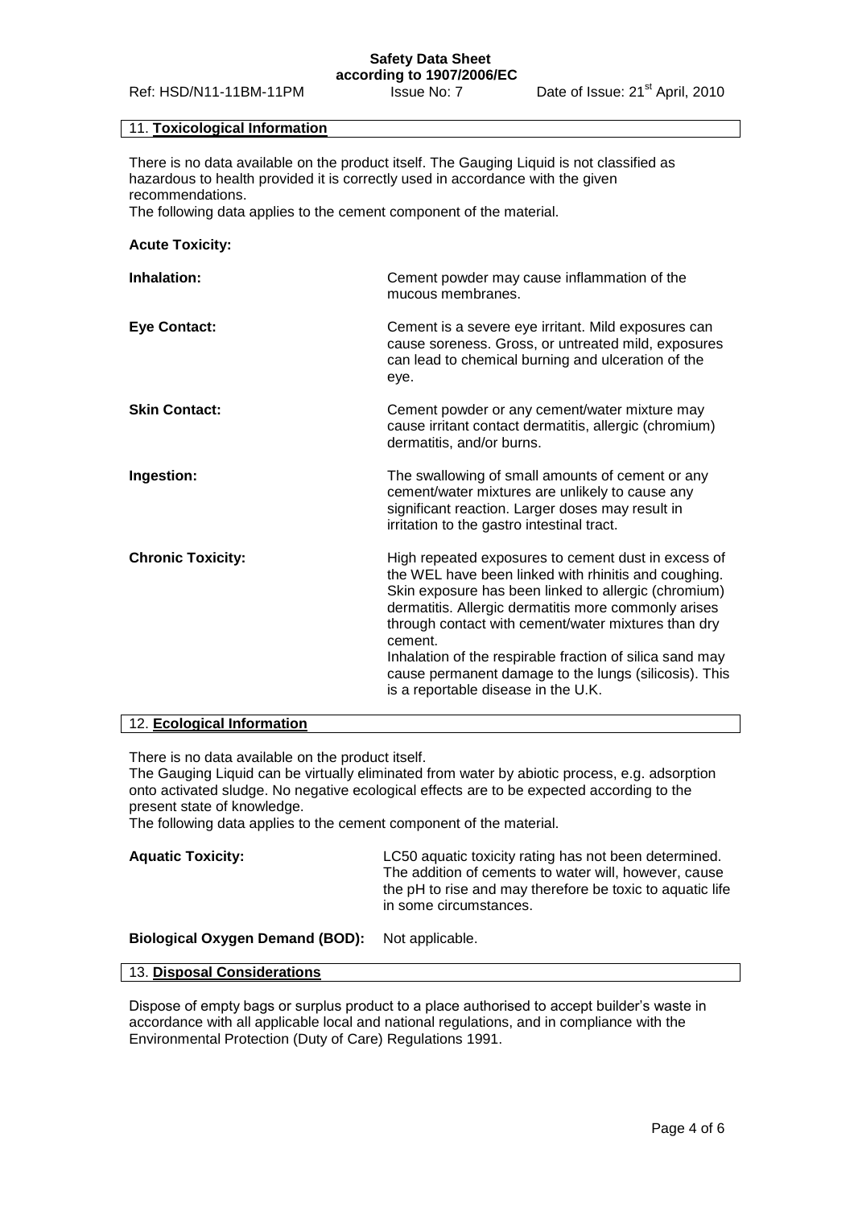## 11. Toxicological Information

There is no data available on the product itself. The Gauging Liquid is not classified as hazardous to health provided it is correctly used in accordance with the given recommendations.
The following data applies to the cement component of the material.

**Acute Toxicity:**

**Inhalation:** Cement powder may cause inflammation of the mucous membranes.

**Eye Contact:** Cement is a severe eye irritant. Mild exposures can cause soreness. Gross, or untreated mild, exposures can lead to chemical burning and ulceration of the eye.

**Skin Contact:** Cement powder or any cement/water mixture may cause irritant contact dermatitis, allergic (chromium) dermatitis, and/or burns.

**Ingestion:** The swallowing of small amounts of cement or any cement/water mixtures are unlikely to cause any significant reaction. Larger doses may result in irritation to the gastro intestinal tract.

**Chronic Toxicity:** High repeated exposures to cement dust in excess of the WEL have been linked with rhinitis and coughing. Skin exposure has been linked to allergic (chromium) dermatitis. Allergic dermatitis more commonly arises through contact with cement/water mixtures than dry cement.
Inhalation of the respirable fraction of silica sand may cause permanent damage to the lungs (silicosis). This is a reportable disease in the U.K.

## 12. Ecological Information

There is no data available on the product itself.
The Gauging Liquid can be virtually eliminated from water by abiotic process, e.g. adsorption onto activated sludge. No negative ecological effects are to be expected according to the present state of knowledge.
The following data applies to the cement component of the material.

**Aquatic Toxicity:** LC50 aquatic toxicity rating has not been determined. The addition of cements to water will, however, cause the pH to rise and may therefore be toxic to aquatic life in some circumstances.

**Biological Oxygen Demand (BOD):** Not applicable.

## 13. Disposal Considerations

Dispose of empty bags or surplus product to a place authorised to accept builder's waste in accordance with all applicable local and national regulations, and in compliance with the Environmental Protection (Duty of Care) Regulations 1991.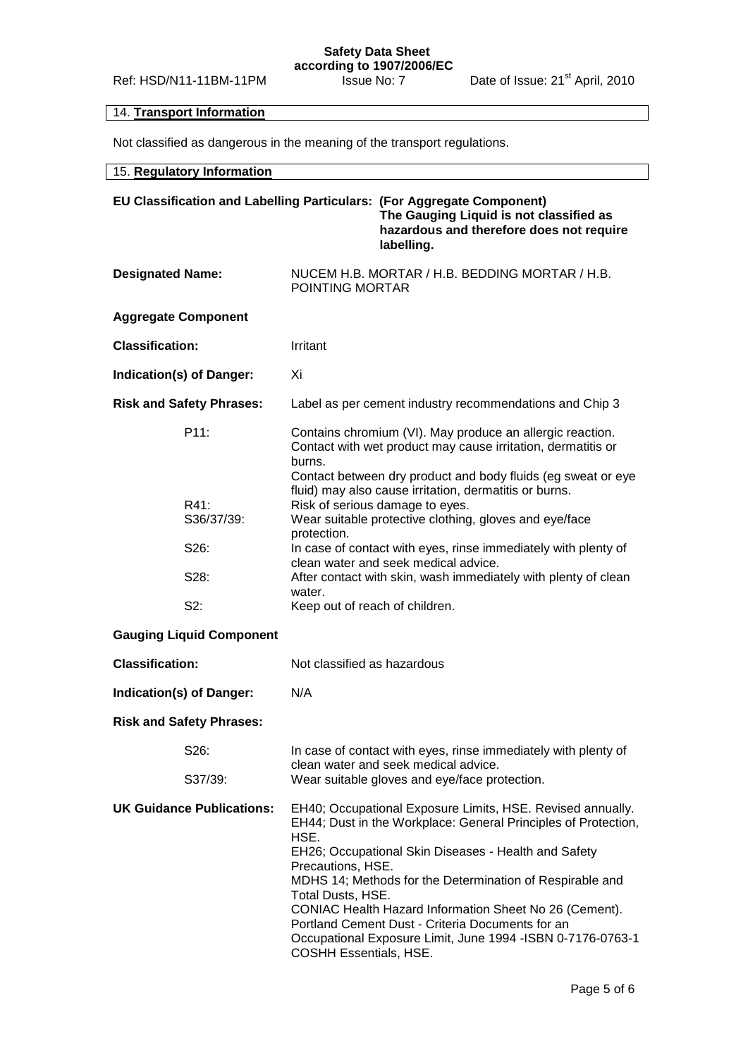## 14. **Transport Information**

Not classified as dangerous in the meaning of the transport regulations.

## 15. **Regulatory Information**

**EU Classification and Labelling Particulars: (For Aggregate Component)**
**The Gauging Liquid is not classified as hazardous and therefore does not require labelling.**

**Designated Name:** NUCEM H.B. MORTAR / H.B. BEDDING MORTAR / H.B. POINTING MORTAR

**Aggregate Component**

**Classification:** Irritant

**Indication(s) of Danger:** Xi

**Risk and Safety Phrases:** Label as per cement industry recommendations and Chip 3

| | |
|---|---|
| P11: | Contains chromium (VI). May produce an allergic reaction. Contact with wet product may cause irritation, dermatitis or burns. Contact between dry product and body fluids (eg sweat or eye fluid) may also cause irritation, dermatitis or burns. |
| R41: | Risk of serious damage to eyes. |
| S36/37/39: | Wear suitable protective clothing, gloves and eye/face protection. |
| S26: | In case of contact with eyes, rinse immediately with plenty of clean water and seek medical advice. |
| S28: | After contact with skin, wash immediately with plenty of clean water. |
| S2: | Keep out of reach of children. |

**Gauging Liquid Component**

**Classification:** Not classified as hazardous

**Indication(s) of Danger:** N/A

**Risk and Safety Phrases:**

| | |
|---|---|
| S26: | In case of contact with eyes, rinse immediately with plenty of clean water and seek medical advice. |
| S37/39: | Wear suitable gloves and eye/face protection. |

**UK Guidance Publications:**

EH40; Occupational Exposure Limits, HSE. Revised annually.
EH44; Dust in the Workplace: General Principles of Protection, HSE.
EH26; Occupational Skin Diseases - Health and Safety Precautions, HSE.
MDHS 14; Methods for the Determination of Respirable and Total Dusts, HSE.
CONIAC Health Hazard Information Sheet No 26 (Cement).
Portland Cement Dust - Criteria Documents for an Occupational Exposure Limit, June 1994 -ISBN 0-7176-0763-1
COSHH Essentials, HSE.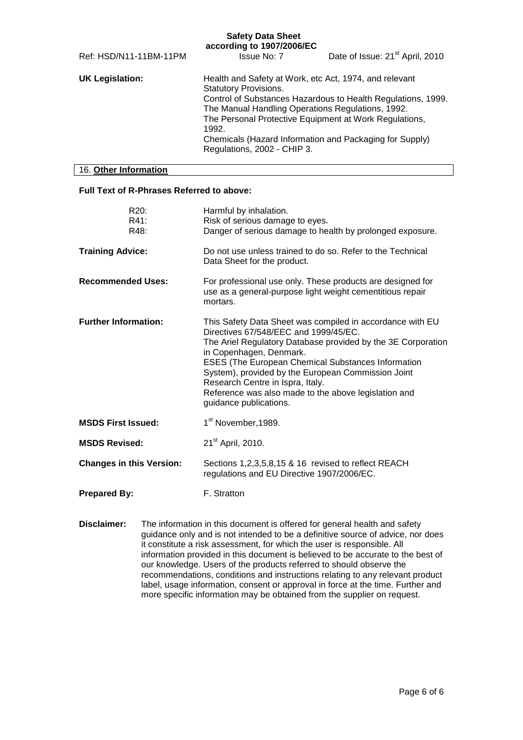**UK Legislation:** Health and Safety at Work, etc Act, 1974, and relevant Statutory Provisions.
Control of Substances Hazardous to Health Regulations, 1999.
The Manual Handling Operations Regulations, 1992.
The Personal Protective Equipment at Work Regulations, 1992.
Chemicals (Hazard Information and Packaging for Supply) Regulations, 2002 - CHIP 3.

## 16. Other Information

**Full Text of R-Phrases Referred to above:**

| | |
|---|---|
| R20: | Harmful by inhalation. |
| R41: | Risk of serious damage to eyes. |
| R48: | Danger of serious damage to health by prolonged exposure. |

**Training Advice:** Do not use unless trained to do so. Refer to the Technical Data Sheet for the product.

**Recommended Uses:** For professional use only. These products are designed for use as a general-purpose light weight cementitious repair mortars.

**Further Information:** This Safety Data Sheet was compiled in accordance with EU Directives 67/548/EEC and 1999/45/EC.
The Ariel Regulatory Database provided by the 3E Corporation in Copenhagen, Denmark.
ESES (The European Chemical Substances Information System), provided by the European Commission Joint Research Centre in Ispra, Italy.
Reference was also made to the above legislation and guidance publications.

**MSDS First Issued:** 1st November,1989.

**MSDS Revised:** 21st April, 2010.

**Changes in this Version:** Sections 1,2,3,5,8,15 & 16 revised to reflect REACH regulations and EU Directive 1907/2006/EC.

**Prepared By:** F. Stratton

**Disclaimer:** The information in this document is offered for general health and safety guidance only and is not intended to be a definitive source of advice, nor does it constitute a risk assessment, for which the user is responsible. All information provided in this document is believed to be accurate to the best of our knowledge. Users of the products referred to should observe the recommendations, conditions and instructions relating to any relevant product label, usage information, consent or approval in force at the time. Further and more specific information may be obtained from the supplier on request.